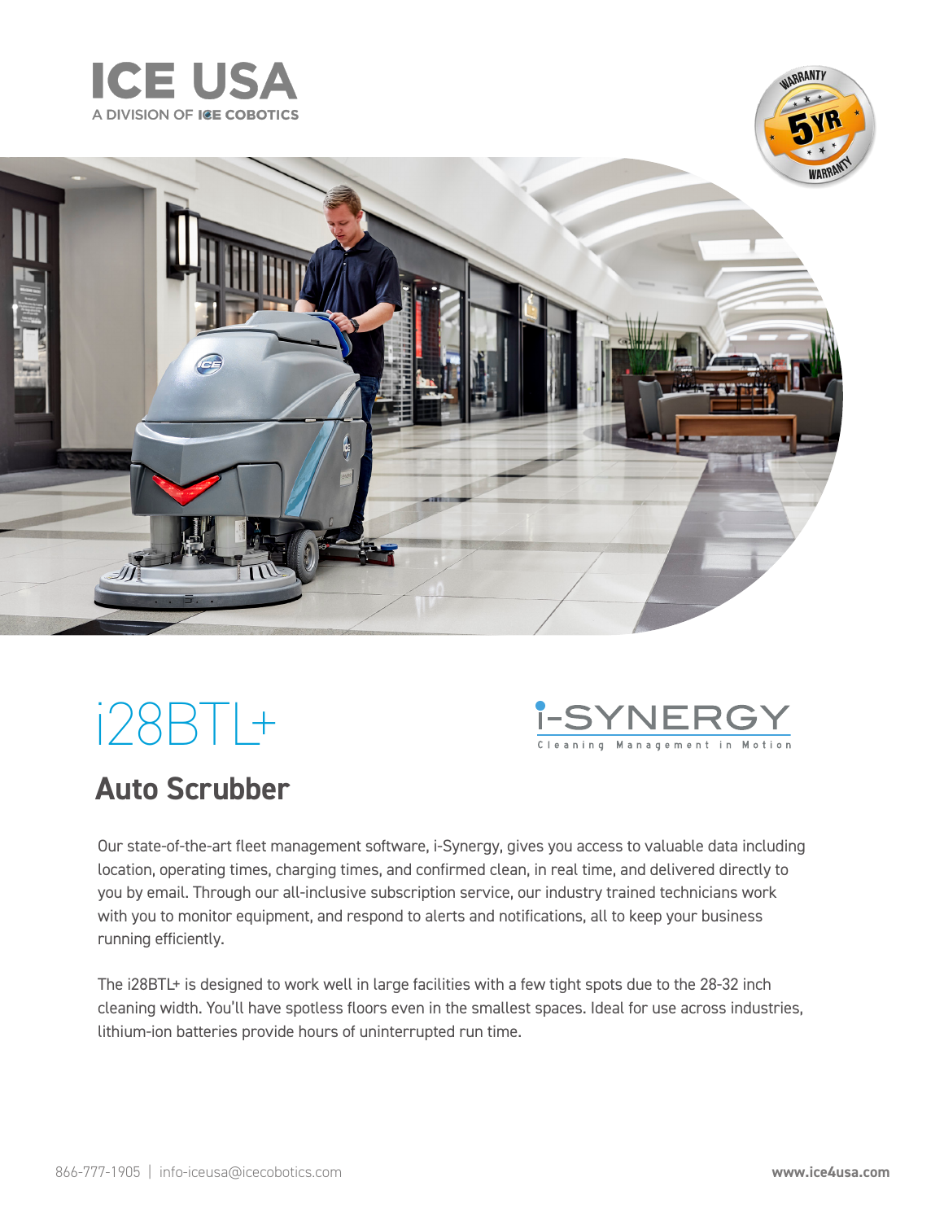# ICE USA

A DIVISION OF ICE COBOTICS

5YR WARRANTY

# i28BTL+

i-SYNERGY
Cleaning Management in Motion

## Auto Scrubber

Our state-of-the-art fleet management software, i-Synergy, gives you access to valuable data including location, operating times, charging times, and confirmed clean, in real time, and delivered directly to you by email. Through our all-inclusive subscription service, our industry trained technicians work with you to monitor equipment, and respond to alerts and notifications, all to keep your business running efficiently.

The i28BTL+ is designed to work well in large facilities with a few tight spots due to the 28-32 inch cleaning width. You'll have spotless floors even in the smallest spaces. Ideal for use across industries, lithium-ion batteries provide hours of uninterrupted run time.

866-777-1905 | info-iceusa@icecobotics.com **www.ice4usa.com**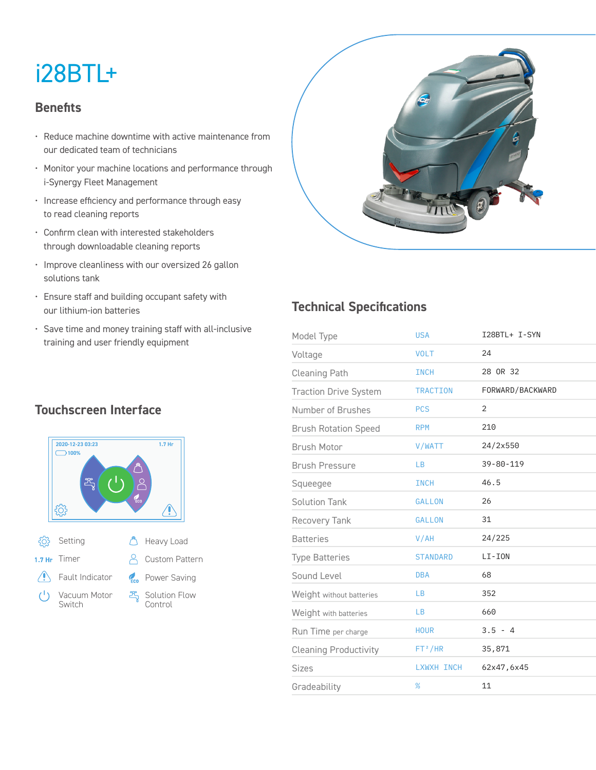# i28BTL+

## Benefits

- Reduce machine downtime with active maintenance from our dedicated team of technicians
- Monitor your machine locations and performance through i-Synergy Fleet Management
- Increase efficiency and performance through easy to read cleaning reports
- Confirm clean with interested stakeholders through downloadable cleaning reports
- Improve cleanliness with our oversized 26 gallon solutions tank
- Ensure staff and building occupant safety with our lithium-ion batteries
- Save time and money training staff with all-inclusive training and user friendly equipment

## Touchscreen Interface

2020-12-23 03:23

100%

1.7 Hr

ECO

| | | | |
|---|---|---|---|
| | Setting | | Heavy Load |
| 1.7 Hr | Timer | | Custom Pattern |
| | Fault Indicator | ECO | Power Saving |
| | Vacuum Motor Switch | | Solution Flow Control |

## Technical Specifications

| | | |
|---|---|---|
| Model Type | USA | I28BTL+ I-SYN |
| Voltage | VOLT | 24 |
| Cleaning Path | INCH | 28 OR 32 |
| Traction Drive System | TRACTION | FORWARD/BACKWARD |
| Number of Brushes | PCS | 2 |
| Brush Rotation Speed | RPM | 210 |
| Brush Motor | V/WATT | 24/2x550 |
| Brush Pressure | LB | 39-80-119 |
| Squeegee | INCH | 46.5 |
| Solution Tank | GALLON | 26 |
| Recovery Tank | GALLON | 31 |
| Batteries | V/AH | 24/225 |
| Type Batteries | STANDARD | LI-ION |
| Sound Level | DBA | 68 |
| Weight without batteries | LB | 352 |
| Weight with batteries | LB | 660 |
| Run Time per charge | HOUR | 3.5 - 4 |
| Cleaning Productivity | $FT^2$/HR | 35,871 |
| Sizes | LXWXH INCH | 62x47,6x45 |
| Gradeability | % | 11 |